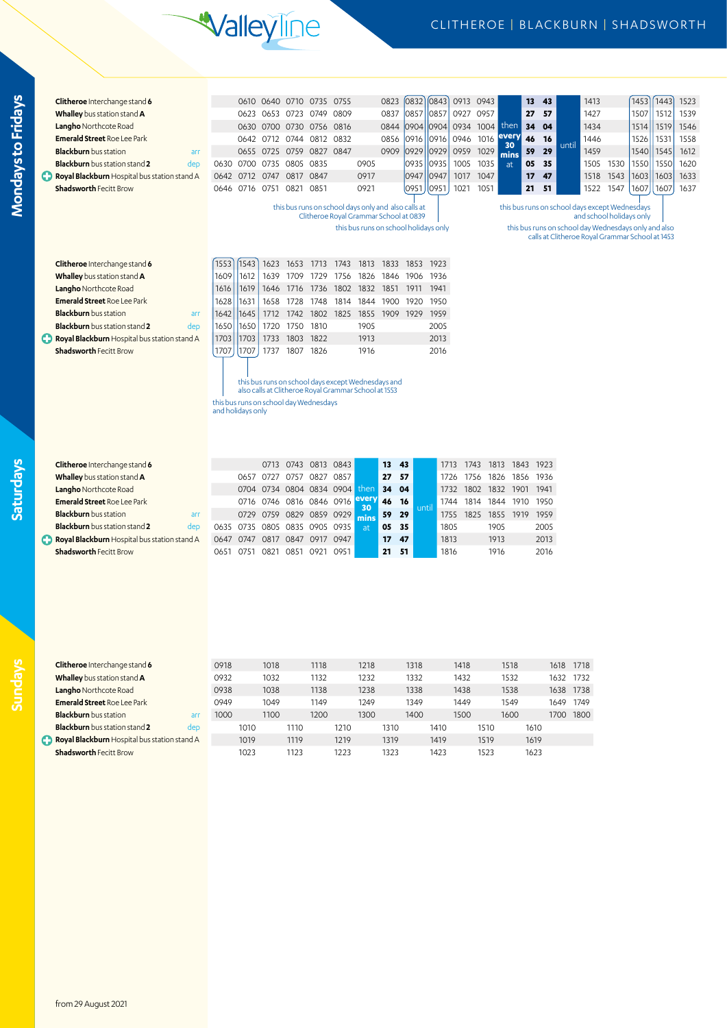# Valleyline

## CLITHEROE | BLACKBURN | SHADSWORTH

## Mondays to Fridays

| Stop | | | | | | | | | | A | B | | | | | | | | | | C | D | |
|---|---|---|---|---|---|---|---|---|---|---|---|---|---|---|---|---|---|---|---|---|---|---|---|
| **Clitheroe** Interchange stand **6** | | 0610 | 0640 | 0710 | 0735 | 0755 | | 0823 | 0832 | 0843 | 0913 | 0943 | then every 30 mins at | 13 | 43 | until | 1413 | | 1453 | 1443 | 1523 |
| **Whalley** bus station stand **A** | | 0623 | 0653 | 0723 | 0749 | 0809 | | 0837 | 0857 | 0857 | 0927 | 0957 | | 27 | 57 | | 1427 | | 1507 | 1512 | 1539 |
| **Langho** Northcote Road | | 0630 | 0700 | 0730 | 0756 | 0816 | | 0844 | 0904 | 0904 | 0934 | 1004 | | 34 | 04 | | 1434 | | 1514 | 1519 | 1546 |
| **Emerald Street** Roe Lee Park | | 0642 | 0712 | 0744 | 0812 | 0832 | | 0856 | 0916 | 0916 | 0946 | 1016 | | 46 | 16 | | 1446 | | 1526 | 1531 | 1558 |
| **Blackburn** bus station arr | | 0655 | 0725 | 0759 | 0827 | 0847 | | 0909 | 0929 | 0929 | 0959 | 1029 | | 59 | 29 | | 1459 | | 1540 | 1545 | 1612 |
| **Blackburn** bus station stand **2** dep | 0630 | 0700 | 0735 | 0805 | 0835 | | 0905 | | 0935 | 0935 | 1005 | 1035 | | 05 | 35 | | 1505 | 1530 | 1550 | 1550 | 1620 |
| **Royal Blackburn** Hospital bus station stand A | 0642 | 0712 | 0747 | 0817 | 0847 | | 0917 | | 0947 | 0947 | 1017 | 1047 | | 17 | 47 | | 1518 | 1543 | 1603 | 1603 | 1633 |
| **Shadsworth** Fecitt Brow | 0646 | 0716 | 0751 | 0821 | 0851 | | 0921 | | 0951 | 0951 | 1021 | 1051 | | 21 | 51 | | 1522 | 1547 | 1607 | 1607 | 1637 |

A – this bus runs on school days only and also calls at Clitheroe Royal Grammar School at 0839

B – this bus runs on school holidays only

C – this bus runs on school days except Wednesdays and school holidays only

D – this bus runs on school day Wednesdays only and also calls at Clitheroe Royal Grammar School at 1453

| Stop | E | F | | | | | | | | |
|---|---|---|---|---|---|---|---|---|---|---|
| **Clitheroe** Interchange stand **6** | 1553 | 1543 | 1623 | 1653 | 1713 | 1743 | 1813 | 1833 | 1853 | 1923 |
| **Whalley** bus station stand **A** | 1609 | 1612 | 1639 | 1709 | 1729 | 1756 | 1826 | 1846 | 1906 | 1936 |
| **Langho** Northcote Road | 1616 | 1619 | 1646 | 1716 | 1736 | 1802 | 1832 | 1851 | 1911 | 1941 |
| **Emerald Street** Roe Lee Park | 1628 | 1631 | 1658 | 1728 | 1748 | 1814 | 1844 | 1900 | 1920 | 1950 |
| **Blackburn** bus station arr | 1642 | 1645 | 1712 | 1742 | 1802 | 1825 | 1855 | 1909 | 1929 | 1959 |
| **Blackburn** bus station stand **2** dep | 1650 | 1650 | 1720 | 1750 | 1810 | | 1905 | | | 2005 |
| **Royal Blackburn** Hospital bus station stand A | 1703 | 1703 | 1733 | 1803 | 1822 | | 1913 | | | 2013 |
| **Shadsworth** Fecitt Brow | 1707 | 1707 | 1737 | 1807 | 1826 | | 1916 | | | 2016 |

E – this bus runs on school day Wednesdays and holidays only

F – this bus runs on school days except Wednesdays and also calls at Clitheroe Royal Grammar School at 1553

## Saturdays

| Stop | | | | | | | | | | | | | | | | |
|---|---|---|---|---|---|---|---|---|---|---|---|---|---|---|---|---|
| **Clitheroe** Interchange stand **6** | | | 0713 | 0743 | 0813 | 0843 | then every 30 mins at | 13 | 43 | until | 1713 | 1743 | 1813 | 1843 | 1923 |
| **Whalley** bus station stand **A** | | 0657 | 0727 | 0757 | 0827 | 0857 | | 27 | 57 | | 1726 | 1756 | 1826 | 1856 | 1936 |
| **Langho** Northcote Road | | 0704 | 0734 | 0804 | 0834 | 0904 | | 34 | 04 | | 1732 | 1802 | 1832 | 1901 | 1941 |
| **Emerald Street** Roe Lee Park | | 0716 | 0746 | 0816 | 0846 | 0916 | | 46 | 16 | | 1744 | 1814 | 1844 | 1910 | 1950 |
| **Blackburn** bus station arr | | 0729 | 0759 | 0829 | 0859 | 0929 | | 59 | 29 | | 1755 | 1825 | 1855 | 1919 | 1959 |
| **Blackburn** bus station stand **2** dep | 0635 | 0735 | 0805 | 0835 | 0905 | 0935 | | 05 | 35 | | 1805 | | 1905 | | 2005 |
| **Royal Blackburn** Hospital bus station stand A | 0647 | 0747 | 0817 | 0847 | 0917 | 0947 | | 17 | 47 | | 1813 | | 1913 | | 2013 |
| **Shadsworth** Fecitt Brow | 0651 | 0751 | 0821 | 0851 | 0921 | 0951 | | 21 | 51 | | 1816 | | 1916 | | 2016 |

## Sundays

| Stop | | | | | | | | | | | | | | | | |
|---|---|---|---|---|---|---|---|---|---|---|---|---|---|---|---|---|
| **Clitheroe** Interchange stand **6** | 0918 | | 1018 | | 1118 | | 1218 | | 1318 | | 1418 | | 1518 | | 1618 | 1718 |
| **Whalley** bus station stand **A** | 0932 | | 1032 | | 1132 | | 1232 | | 1332 | | 1432 | | 1532 | | 1632 | 1732 |
| **Langho** Northcote Road | 0938 | | 1038 | | 1138 | | 1238 | | 1338 | | 1438 | | 1538 | | 1638 | 1738 |
| **Emerald Street** Roe Lee Park | 0949 | | 1049 | | 1149 | | 1249 | | 1349 | | 1449 | | 1549 | | 1649 | 1749 |
| **Blackburn** bus station arr | 1000 | | 1100 | | 1200 | | 1300 | | 1400 | | 1500 | | 1600 | | 1700 | 1800 |
| **Blackburn** bus station stand **2** dep | | 1010 | | 1110 | | 1210 | | 1310 | | 1410 | | 1510 | | 1610 | | |
| **Royal Blackburn** Hospital bus station stand A | | 1019 | | 1119 | | 1219 | | 1319 | | 1419 | | 1519 | | 1619 | | |
| **Shadsworth** Fecitt Brow | | 1023 | | 1123 | | 1223 | | 1323 | | 1423 | | 1523 | | 1623 | | |

from 29 August 2021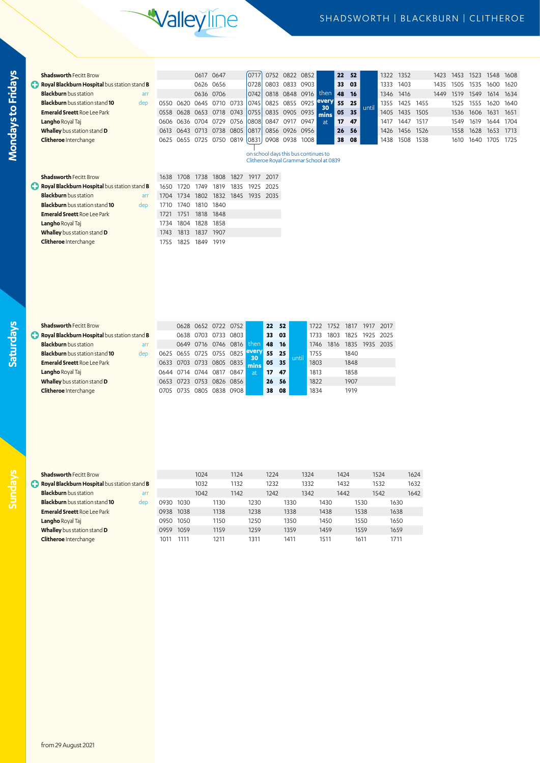# Valleyline

## SHADSWORTH | BLACKBURN | CLITHEROE

## Mondays to Fridays

| | | | | | | | | | | | | | | | | | | | | | |
|---|---|---|---|---|---|---|---|---|---|---|---|---|---|---|---|---|---|---|---|---|---|
| **Shadsworth** Fecitt Brow | | | | 0617 | 0647 | | 0717 | 0752 | 0822 | 0852 | then every 30 mins at | 22 | 52 | until | 1322 | 1352 | | 1423 | 1453 | 1523 | 1548 | 1608 |
| **Royal Blackburn Hospital** bus station stand **B** | | | | 0626 | 0656 | | 0728 | 0803 | 0833 | 0903 | | 33 | 03 | | 1333 | 1403 | | 1435 | 1505 | 1535 | 1600 | 1620 |
| **Blackburn** bus station | arr | | | 0636 | 0706 | | 0742 | 0818 | 0848 | 0916 | | 48 | 16 | | 1346 | 1416 | | 1449 | 1519 | 1549 | 1614 | 1634 |
| **Blackburn** bus station stand **10** | dep | 0550 | 0620 | 0645 | 0710 | 0733 | 0745 | 0825 | 0855 | 0925 | | 55 | 25 | | 1355 | 1425 | 1455 | | 1525 | 1555 | 1620 | 1640 |
| **Emerald Sreett** Roe Lee Park | | 0558 | 0628 | 0653 | 0718 | 0743 | 0755 | 0835 | 0905 | 0935 | | 05 | 35 | | 1405 | 1435 | 1505 | | 1536 | 1606 | 1631 | 1651 |
| **Langho** Royal Taj | | 0606 | 0636 | 0704 | 0729 | 0756 | 0808 | 0847 | 0917 | 0947 | | 17 | 47 | | 1417 | 1447 | 1517 | | 1549 | 1619 | 1644 | 1704 |
| **Whalley** bus station stand **D** | | 0613 | 0643 | 0713 | 0738 | 0805 | 0817 | 0856 | 0926 | 0956 | | 26 | 56 | | 1426 | 1456 | 1526 | | 1558 | 1628 | 1653 | 1713 |
| **Clitheroe** Interchange | | 0625 | 0655 | 0725 | 0750 | 0819 | 0831 | 0908 | 0938 | 1008 | | 38 | 08 | | 1438 | 1508 | 1538 | | 1610 | 1640 | 1705 | 1725 |

0831: on school days this bus continues to Clitheroe Royal Grammar School at 0839

| | | | | | | | | |
|---|---|---|---|---|---|---|---|---|
| **Shadsworth** Fecitt Brow | | 1638 | 1708 | 1738 | 1808 | 1827 | 1917 | 2017 |
| **Royal Blackburn Hospital** bus station stand **B** | | 1650 | 1720 | 1749 | 1819 | 1835 | 1925 | 2025 |
| **Blackburn** bus station | arr | 1704 | 1734 | 1802 | 1832 | 1845 | 1935 | 2035 |
| **Blackburn** bus station stand **10** | dep | 1710 | 1740 | 1810 | 1840 | | | |
| **Emerald Sreett** Roe Lee Park | | 1721 | 1751 | 1818 | 1848 | | | |
| **Langho** Royal Taj | | 1734 | 1804 | 1828 | 1858 | | | |
| **Whalley** bus station stand **D** | | 1743 | 1813 | 1837 | 1907 | | | |
| **Clitheroe** Interchange | | 1755 | 1825 | 1849 | 1919 | | | |

## Saturdays

| | | | | | | | | | | | | | | | | |
|---|---|---|---|---|---|---|---|---|---|---|---|---|---|---|---|---|
| **Shadsworth** Fecitt Brow | | | 0628 | 0652 | 0722 | 0752 | then every 30 mins at | 22 | 52 | until | 1722 | 1752 | 1817 | 1917 | 2017 |
| **Royal Blackburn Hospital** bus station stand **B** | | | 0638 | 0703 | 0733 | 0803 | | 33 | 03 | | 1733 | 1803 | 1825 | 1925 | 2025 |
| **Blackburn** bus station | arr | | 0649 | 0716 | 0746 | 0816 | | 48 | 16 | | 1746 | 1816 | 1835 | 1935 | 2035 |
| **Blackburn** bus station stand **10** | dep | 0625 | 0655 | 0725 | 0755 | 0825 | | 55 | 25 | | 1755 | | 1840 | | |
| **Emerald Sreett** Roe Lee Park | | 0633 | 0703 | 0733 | 0805 | 0835 | | 05 | 35 | | 1803 | | 1848 | | |
| **Langho** Royal Taj | | 0644 | 0714 | 0744 | 0817 | 0847 | | 17 | 47 | | 1813 | | 1858 | | |
| **Whalley** bus station stand **D** | | 0653 | 0723 | 0753 | 0826 | 0856 | | 26 | 56 | | 1822 | | 1907 | | |
| **Clitheroe** Interchange | | 0705 | 0735 | 0805 | 0838 | 0908 | | 38 | 08 | | 1834 | | 1919 | | |

## Sundays

| | | | | | | | | | | | | | | | | |
|---|---|---|---|---|---|---|---|---|---|---|---|---|---|---|---|---|
| **Shadsworth** Fecitt Brow | | | | 1024 | | 1124 | | 1224 | | 1324 | | 1424 | | 1524 | | 1624 |
| **Royal Blackburn Hospital** bus station stand **B** | | | | 1032 | | 1132 | | 1232 | | 1332 | | 1432 | | 1532 | | 1632 |
| **Blackburn** bus station | arr | | | 1042 | | 1142 | | 1242 | | 1342 | | 1442 | | 1542 | | 1642 |
| **Blackburn** bus station stand **10** | dep | 0930 | 1030 | | 1130 | | 1230 | | 1330 | | 1430 | | 1530 | | 1630 | |
| **Emerald Sreett** Roe Lee Park | | 0938 | 1038 | | 1138 | | 1238 | | 1338 | | 1438 | | 1538 | | 1638 | |
| **Langho** Royal Taj | | 0950 | 1050 | | 1150 | | 1250 | | 1350 | | 1450 | | 1550 | | 1650 | |
| **Whalley** bus station stand **D** | | 0959 | 1059 | | 1159 | | 1259 | | 1359 | | 1459 | | 1559 | | 1659 | |
| **Clitheroe** Interchange | | 1011 | 1111 | | 1211 | | 1311 | | 1411 | | 1511 | | 1611 | | 1711 | |

from 29 August 2021